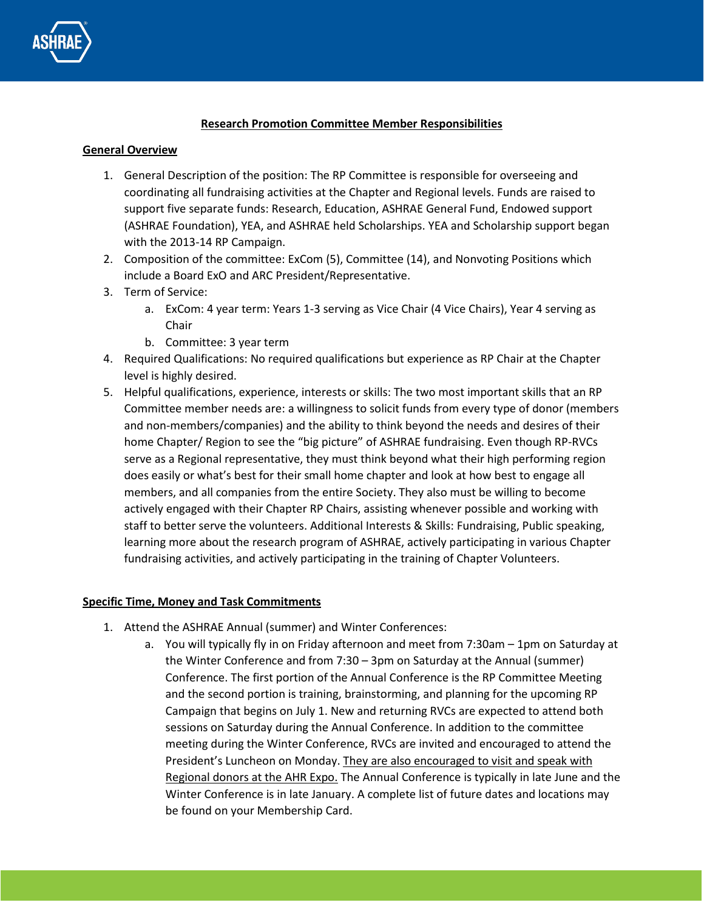# Research Promotion Committee Member Responsibilities

## General Overview

1. General Description of the position: The RP Committee is responsible for overseeing and coordinating all fundraising activities at the Chapter and Regional levels. Funds are raised to support five separate funds: Research, Education, ASHRAE General Fund, Endowed support (ASHRAE Foundation), YEA, and ASHRAE held Scholarships. YEA and Scholarship support began with the 2013-14 RP Campaign.
2. Composition of the committee: ExCom (5), Committee (14), and Nonvoting Positions which include a Board ExO and ARC President/Representative.
3. Term of Service:
   a. ExCom: 4 year term: Years 1-3 serving as Vice Chair (4 Vice Chairs), Year 4 serving as Chair
   b. Committee: 3 year term
4. Required Qualifications: No required qualifications but experience as RP Chair at the Chapter level is highly desired.
5. Helpful qualifications, experience, interests or skills: The two most important skills that an RP Committee member needs are: a willingness to solicit funds from every type of donor (members and non-members/companies) and the ability to think beyond the needs and desires of their home Chapter/ Region to see the "big picture" of ASHRAE fundraising. Even though RP-RVCs serve as a Regional representative, they must think beyond what their high performing region does easily or what's best for their small home chapter and look at how best to engage all members, and all companies from the entire Society. They also must be willing to become actively engaged with their Chapter RP Chairs, assisting whenever possible and working with staff to better serve the volunteers. Additional Interests & Skills: Fundraising, Public speaking, learning more about the research program of ASHRAE, actively participating in various Chapter fundraising activities, and actively participating in the training of Chapter Volunteers.

## Specific Time, Money and Task Commitments

1. Attend the ASHRAE Annual (summer) and Winter Conferences:
   a. You will typically fly in on Friday afternoon and meet from 7:30am – 1pm on Saturday at the Winter Conference and from 7:30 – 3pm on Saturday at the Annual (summer) Conference. The first portion of the Annual Conference is the RP Committee Meeting and the second portion is training, brainstorming, and planning for the upcoming RP Campaign that begins on July 1. New and returning RVCs are expected to attend both sessions on Saturday during the Annual Conference. In addition to the committee meeting during the Winter Conference, RVCs are invited and encouraged to attend the President's Luncheon on Monday. <u>They are also encouraged to visit and speak with Regional donors at the AHR Expo.</u> The Annual Conference is typically in late June and the Winter Conference is in late January. A complete list of future dates and locations may be found on your Membership Card.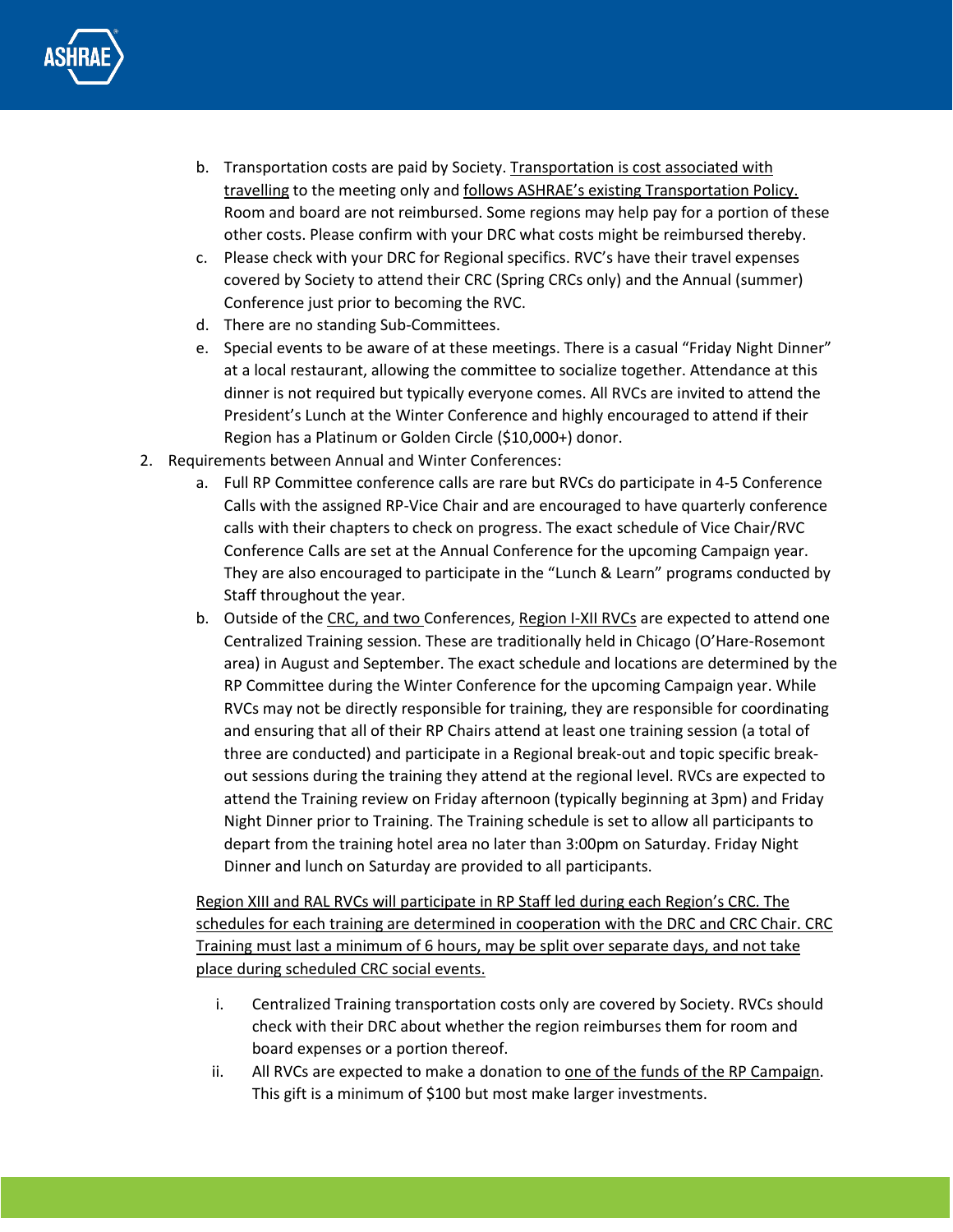b. Transportation costs are paid by Society. <u>Transportation is cost associated with travelling</u> to the meeting only and <u>follows ASHRAE's existing Transportation Policy.</u> Room and board are not reimbursed. Some regions may help pay for a portion of these other costs. Please confirm with your DRC what costs might be reimbursed thereby.
   c. Please check with your DRC for Regional specifics. RVC's have their travel expenses covered by Society to attend their CRC (Spring CRCs only) and the Annual (summer) Conference just prior to becoming the RVC.
   d. There are no standing Sub-Committees.
   e. Special events to be aware of at these meetings. There is a casual "Friday Night Dinner" at a local restaurant, allowing the committee to socialize together. Attendance at this dinner is not required but typically everyone comes. All RVCs are invited to attend the President's Lunch at the Winter Conference and highly encouraged to attend if their Region has a Platinum or Golden Circle ($10,000+) donor.

2. Requirements between Annual and Winter Conferences:
   a. Full RP Committee conference calls are rare but RVCs do participate in 4-5 Conference Calls with the assigned RP-Vice Chair and are encouraged to have quarterly conference calls with their chapters to check on progress. The exact schedule of Vice Chair/RVC Conference Calls are set at the Annual Conference for the upcoming Campaign year. They are also encouraged to participate in the "Lunch & Learn" programs conducted by Staff throughout the year.
   b. Outside of the <u>CRC, and two</u> Conferences, <u>Region I-XII RVCs</u> are expected to attend one Centralized Training session. These are traditionally held in Chicago (O'Hare-Rosemont area) in August and September. The exact schedule and locations are determined by the RP Committee during the Winter Conference for the upcoming Campaign year. While RVCs may not be directly responsible for training, they are responsible for coordinating and ensuring that all of their RP Chairs attend at least one training session (a total of three are conducted) and participate in a Regional break-out and topic specific break-out sessions during the training they attend at the regional level. RVCs are expected to attend the Training review on Friday afternoon (typically beginning at 3pm) and Friday Night Dinner prior to Training. The Training schedule is set to allow all participants to depart from the training hotel area no later than 3:00pm on Saturday. Friday Night Dinner and lunch on Saturday are provided to all participants.

   <u>Region XIII and RAL RVCs will participate in RP Staff led during each Region's CRC. The schedules for each training are determined in cooperation with the DRC and CRC Chair. CRC Training must last a minimum of 6 hours, may be split over separate days, and not take place during scheduled CRC social events.</u>

      i. Centralized Training transportation costs only are covered by Society. RVCs should check with their DRC about whether the region reimburses them for room and board expenses or a portion thereof.
      ii. All RVCs are expected to make a donation to <u>one of the funds of the RP Campaign</u>. This gift is a minimum of $100 but most make larger investments.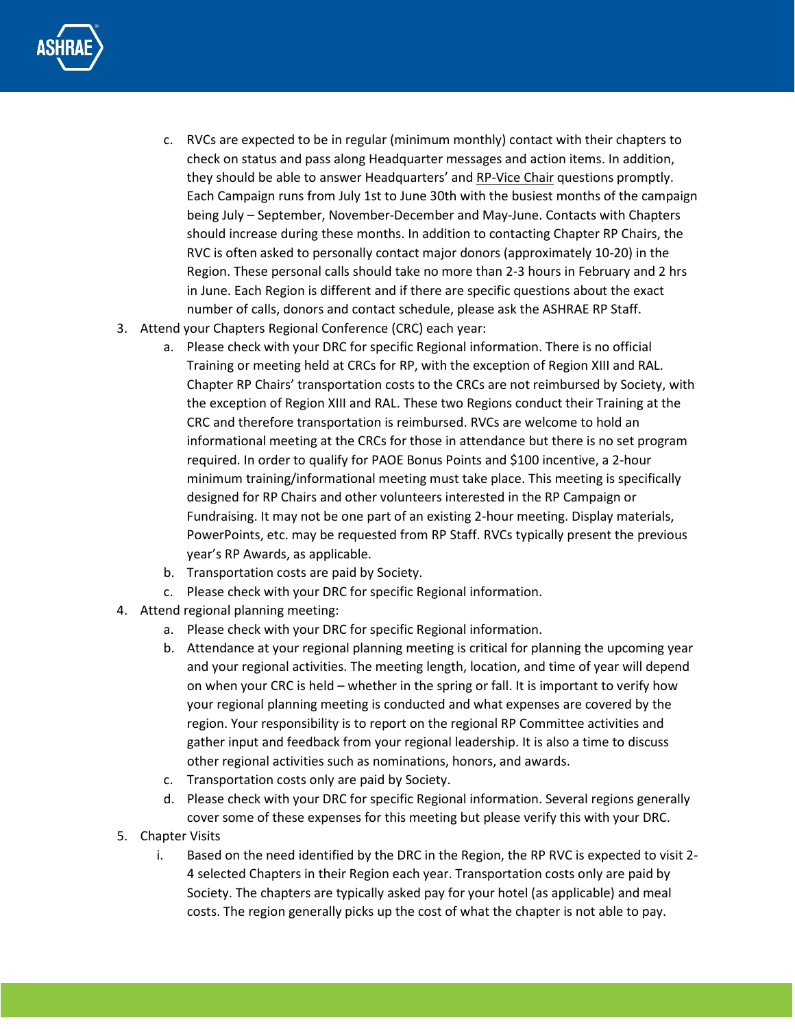c. RVCs are expected to be in regular (minimum monthly) contact with their chapters to check on status and pass along Headquarter messages and action items. In addition, they should be able to answer Headquarters' and RP-Vice Chair questions promptly. Each Campaign runs from July 1st to June 30th with the busiest months of the campaign being July – September, November-December and May-June. Contacts with Chapters should increase during these months. In addition to contacting Chapter RP Chairs, the RVC is often asked to personally contact major donors (approximately 10-20) in the Region. These personal calls should take no more than 2-3 hours in February and 2 hrs in June. Each Region is different and if there are specific questions about the exact number of calls, donors and contact schedule, please ask the ASHRAE RP Staff.

3. Attend your Chapters Regional Conference (CRC) each year:
   a. Please check with your DRC for specific Regional information. There is no official Training or meeting held at CRCs for RP, with the exception of Region XIII and RAL. Chapter RP Chairs' transportation costs to the CRCs are not reimbursed by Society, with the exception of Region XIII and RAL. These two Regions conduct their Training at the CRC and therefore transportation is reimbursed. RVCs are welcome to hold an informational meeting at the CRCs for those in attendance but there is no set program required. In order to qualify for PAOE Bonus Points and $100 incentive, a 2-hour minimum training/informational meeting must take place. This meeting is specifically designed for RP Chairs and other volunteers interested in the RP Campaign or Fundraising. It may not be one part of an existing 2-hour meeting. Display materials, PowerPoints, etc. may be requested from RP Staff. RVCs typically present the previous year's RP Awards, as applicable.
   b. Transportation costs are paid by Society.
   c. Please check with your DRC for specific Regional information.
4. Attend regional planning meeting:
   a. Please check with your DRC for specific Regional information.
   b. Attendance at your regional planning meeting is critical for planning the upcoming year and your regional activities. The meeting length, location, and time of year will depend on when your CRC is held – whether in the spring or fall. It is important to verify how your regional planning meeting is conducted and what expenses are covered by the region. Your responsibility is to report on the regional RP Committee activities and gather input and feedback from your regional leadership. It is also a time to discuss other regional activities such as nominations, honors, and awards.
   c. Transportation costs only are paid by Society.
   d. Please check with your DRC for specific Regional information. Several regions generally cover some of these expenses for this meeting but please verify this with your DRC.
5. Chapter Visits
   i. Based on the need identified by the DRC in the Region, the RP RVC is expected to visit 2-4 selected Chapters in their Region each year. Transportation costs only are paid by Society. The chapters are typically asked pay for your hotel (as applicable) and meal costs. The region generally picks up the cost of what the chapter is not able to pay.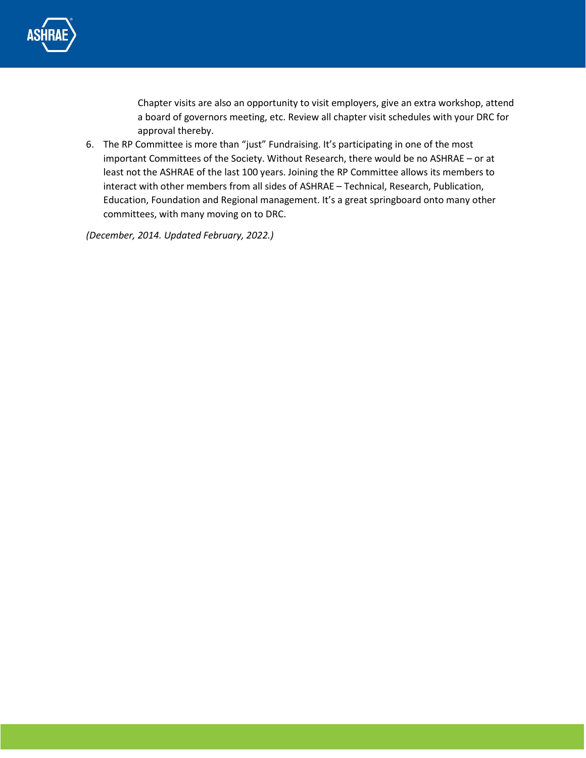Chapter visits are also an opportunity to visit employers, give an extra workshop, attend a board of governors meeting, etc. Review all chapter visit schedules with your DRC for approval thereby.

6. The RP Committee is more than “just” Fundraising. It’s participating in one of the most important Committees of the Society. Without Research, there would be no ASHRAE – or at least not the ASHRAE of the last 100 years. Joining the RP Committee allows its members to interact with other members from all sides of ASHRAE – Technical, Research, Publication, Education, Foundation and Regional management. It’s a great springboard onto many other committees, with many moving on to DRC.

*(December, 2014. Updated February, 2022.)*